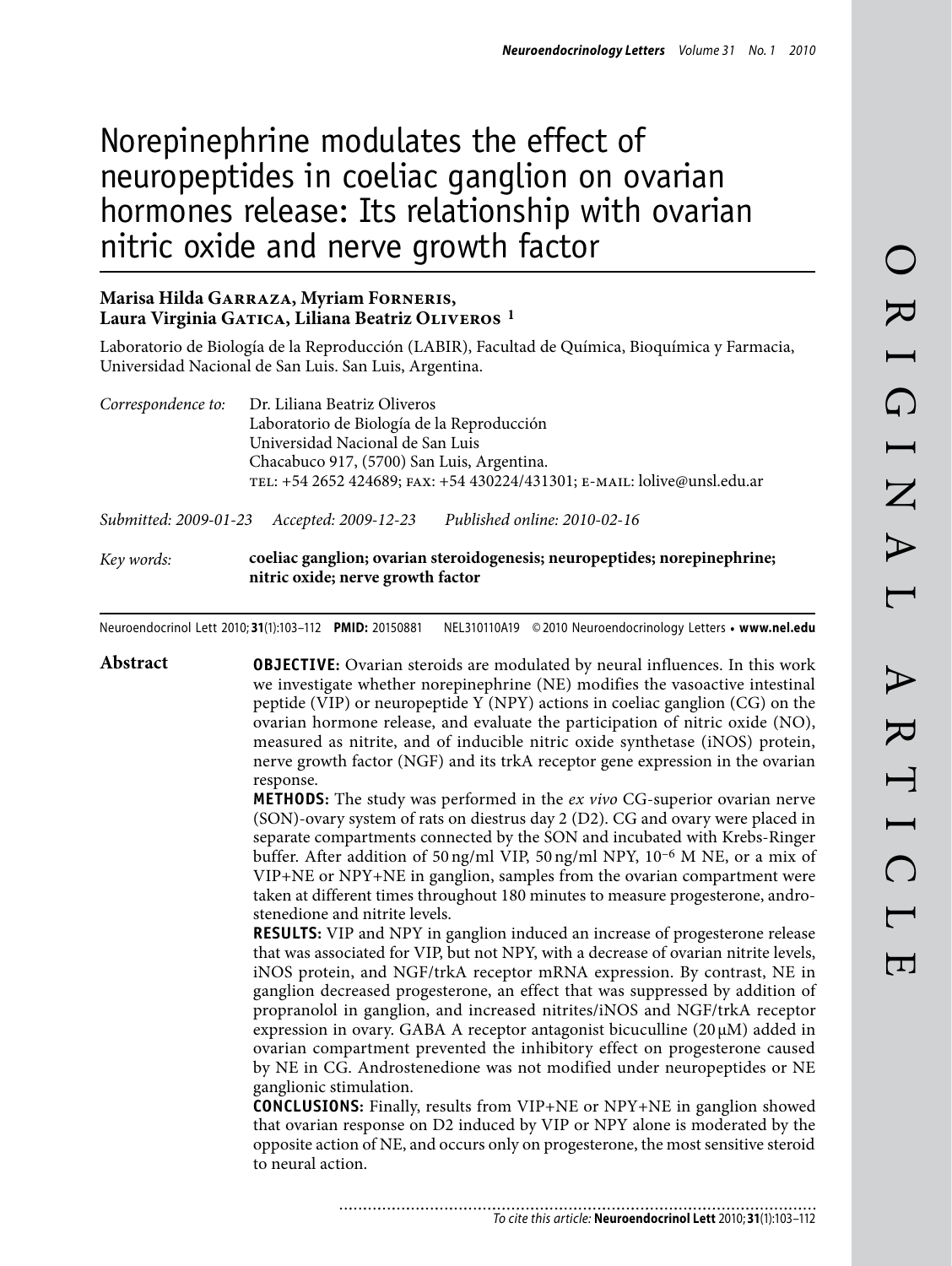# Norepinephrine modulates the effect of neuropeptides in coeliac ganglion on ovarian hormones release: Its relationship with ovarian nitric oxide and nerve growth factor

**Marisa Hilda Garraza, Myriam Forneris, Laura Virginia Gatica, Liliana Beatriz Oliveros** [1]

Laboratorio de Biología de la Reproducción (LABIR), Facultad de Química, Bioquímica y Farmacia, Universidad Nacional de San Luis. San Luis, Argentina.

*Correspondence to:* Dr. Liliana Beatriz Oliveros
Laboratorio de Biología de la Reproducción
Universidad Nacional de San Luis
Chacabuco 917, (5700) San Luis, Argentina.
TEL: +54 2652 424689; FAX: +54 430224/431301; E-MAIL: lolive@unsl.edu.ar

*Submitted:* 2009-01-23 *Accepted:* 2009-12-23 *Published online:* 2010-02-16

*Key words:* **coeliac ganglion; ovarian steroidogenesis; neuropeptides; norepinephrine; nitric oxide; nerve growth factor**

Neuroendocrinol Lett 2010; **31**(1):103–112 **PMID:** 20150881 NEL310110A19 © 2010 Neuroendocrinology Letters • **www.nel.edu**

## Abstract

**OBJECTIVE:** Ovarian steroids are modulated by neural influences. In this work we investigate whether norepinephrine (NE) modifies the vasoactive intestinal peptide (VIP) or neuropeptide Y (NPY) actions in coeliac ganglion (CG) on the ovarian hormone release, and evaluate the participation of nitric oxide (NO), measured as nitrite, and of inducible nitric oxide synthetase (iNOS) protein, nerve growth factor (NGF) and its trkA receptor gene expression in the ovarian response.

**METHODS:** The study was performed in the *ex vivo* CG-superior ovarian nerve (SON)-ovary system of rats on diestrus day 2 (D2). CG and ovary were placed in separate compartments connected by the SON and incubated with Krebs-Ringer buffer. After addition of 50 ng/ml VIP, 50 ng/ml NPY, $10^{-6}$ M NE, or a mix of VIP+NE or NPY+NE in ganglion, samples from the ovarian compartment were taken at different times throughout 180 minutes to measure progesterone, androstenedione and nitrite levels.

**RESULTS:** VIP and NPY in ganglion induced an increase of progesterone release that was associated for VIP, but not NPY, with a decrease of ovarian nitrite levels, iNOS protein, and NGF/trkA receptor mRNA expression. By contrast, NE in ganglion decreased progesterone, an effect that was suppressed by addition of propranolol in ganglion, and increased nitrites/iNOS and NGF/trkA receptor expression in ovary. GABA A receptor antagonist bicuculline (20 μM) added in ovarian compartment prevented the inhibitory effect on progesterone caused by NE in CG. Androstenedione was not modified under neuropeptides or NE ganglionic stimulation.

**CONCLUSIONS:** Finally, results from VIP+NE or NPY+NE in ganglion showed that ovarian response on D2 induced by VIP or NPY alone is moderated by the opposite action of NE, and occurs only on progesterone, the most sensitive steroid to neural action.

*To cite this article:* **Neuroendocrinol Lett** 2010; **31**(1):103–112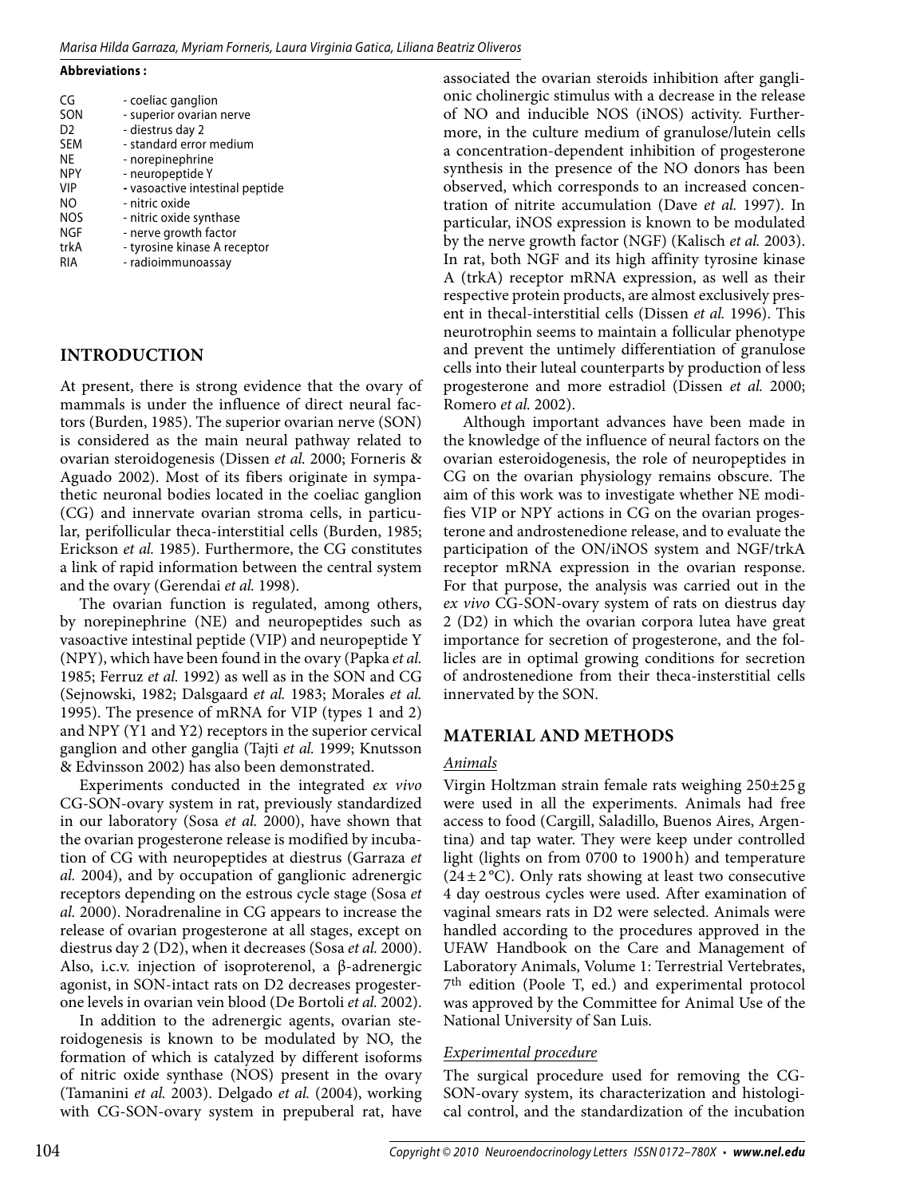**Abbreviations :**

| | |
|---|---|
| CG | - coeliac ganglion |
| SON | - superior ovarian nerve |
| D2 | - diestrus day 2 |
| SEM | - standard error medium |
| NE | - norepinephrine |
| NPY | - neuropeptide Y |
| VIP | - vasoactive intestinal peptide |
| NO | - nitric oxide |
| NOS | - nitric oxide synthase |
| NGF | - nerve growth factor |
| trkA | - tyrosine kinase A receptor |
| RIA | - radioimmunoassay |

## INTRODUCTION

At present, there is strong evidence that the ovary of mammals is under the influence of direct neural factors (Burden, 1985). The superior ovarian nerve (SON) is considered as the main neural pathway related to ovarian steroidogenesis (Dissen *et al.* 2000; Forneris & Aguado 2002). Most of its fibers originate in sympathetic neuronal bodies located in the coeliac ganglion (CG) and innervate ovarian stroma cells, in particular, perifollicular theca-interstitial cells (Burden, 1985; Erickson *et al.* 1985). Furthermore, the CG constitutes a link of rapid information between the central system and the ovary (Gerendai *et al.* 1998).

The ovarian function is regulated, among others, by norepinephrine (NE) and neuropeptides such as vasoactive intestinal peptide (VIP) and neuropeptide Y (NPY), which have been found in the ovary (Papka *et al.* 1985; Ferruz *et al.* 1992) as well as in the SON and CG (Sejnowski, 1982; Dalsgaard *et al.* 1983; Morales *et al.* 1995). The presence of mRNA for VIP (types 1 and 2) and NPY (Y1 and Y2) receptors in the superior cervical ganglion and other ganglia (Tajti *et al.* 1999; Knutsson & Edvinsson 2002) has also been demonstrated.

Experiments conducted in the integrated *ex vivo* CG-SON-ovary system in rat, previously standardized in our laboratory (Sosa *et al.* 2000), have shown that the ovarian progesterone release is modified by incubation of CG with neuropeptides at diestrus (Garraza *et al.* 2004), and by occupation of ganglionic adrenergic receptors depending on the estrous cycle stage (Sosa *et al.* 2000). Noradrenaline in CG appears to increase the release of ovarian progesterone at all stages, except on diestrus day 2 (D2), when it decreases (Sosa *et al.* 2000). Also, i.c.v. injection of isoproterenol, a β-adrenergic agonist, in SON-intact rats on D2 decreases progesterone levels in ovarian vein blood (De Bortoli *et al.* 2002).

In addition to the adrenergic agents, ovarian steroidogenesis is known to be modulated by NO, the formation of which is catalyzed by different isoforms of nitric oxide synthase (NOS) present in the ovary (Tamanini *et al.* 2003). Delgado *et al.* (2004), working with CG-SON-ovary system in prepuberal rat, have associated the ovarian steroids inhibition after ganglionic cholinergic stimulus with a decrease in the release of NO and inducible NOS (iNOS) activity. Furthermore, in the culture medium of granulose/lutein cells a concentration-dependent inhibition of progesterone synthesis in the presence of the NO donors has been observed, which corresponds to an increased concentration of nitrite accumulation (Dave *et al.* 1997). In particular, iNOS expression is known to be modulated by the nerve growth factor (NGF) (Kalisch *et al.* 2003). In rat, both NGF and its high affinity tyrosine kinase A (trkA) receptor mRNA expression, as well as their respective protein products, are almost exclusively present in thecal-interstitial cells (Dissen *et al.* 1996). This neurotrophin seems to maintain a follicular phenotype and prevent the untimely differentiation of granulose cells into their luteal counterparts by production of less progesterone and more estradiol (Dissen *et al.* 2000; Romero *et al.* 2002).

Although important advances have been made in the knowledge of the influence of neural factors on the ovarian esteroidogenesis, the role of neuropeptides in CG on the ovarian physiology remains obscure. The aim of this work was to investigate whether NE modifies VIP or NPY actions in CG on the ovarian progesterone and androstenedione release, and to evaluate the participation of the ON/iNOS system and NGF/trkA receptor mRNA expression in the ovarian response. For that purpose, the analysis was carried out in the *ex vivo* CG-SON-ovary system of rats on diestrus day 2 (D2) in which the ovarian corpora lutea have great importance for secretion of progesterone, and the follicles are in optimal growing conditions for secretion of androstenedione from their theca-insterstitial cells innervated by the SON.

## MATERIAL AND METHODS

### *Animals*

Virgin Holtzman strain female rats weighing 250±25 g were used in all the experiments. Animals had free access to food (Cargill, Saladillo, Buenos Aires, Argentina) and tap water. They were keep under controlled light (lights on from 0700 to 1900 h) and temperature (24 ± 2 °C). Only rats showing at least two consecutive 4 day oestrous cycles were used. After examination of vaginal smears rats in D2 were selected. Animals were handled according to the procedures approved in the UFAW Handbook on the Care and Management of Laboratory Animals, Volume 1: Terrestrial Vertebrates, 7th edition (Poole T, ed.) and experimental protocol was approved by the Committee for Animal Use of the National University of San Luis.

### *Experimental procedure*

The surgical procedure used for removing the CG-SON-ovary system, its characterization and histological control, and the standardization of the incubation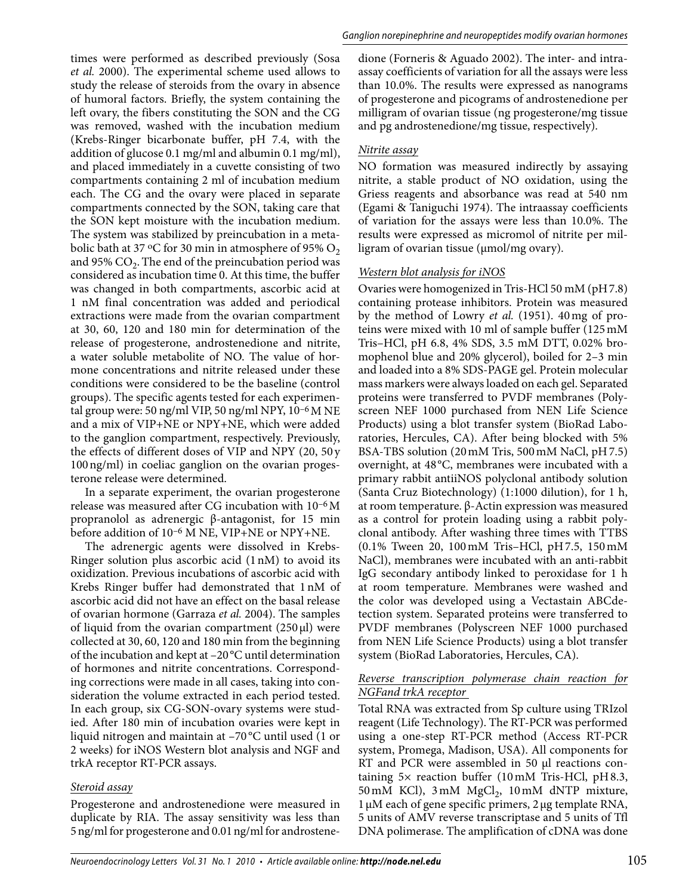times were performed as described previously (Sosa *et al.* 2000). The experimental scheme used allows to study the release of steroids from the ovary in absence of humoral factors. Briefly, the system containing the left ovary, the fibers constituting the SON and the CG was removed, washed with the incubation medium (Krebs-Ringer bicarbonate buffer, pH 7.4, with the addition of glucose 0.1 mg/ml and albumin 0.1 mg/ml), and placed immediately in a cuvette consisting of two compartments containing 2 ml of incubation medium each. The CG and the ovary were placed in separate compartments connected by the SON, taking care that the SON kept moisture with the incubation medium. The system was stabilized by preincubation in a metabolic bath at 37 ºC for 30 min in atmosphere of 95% $O_2$ and 95% $CO_2$. The end of the preincubation period was considered as incubation time 0. At this time, the buffer was changed in both compartments, ascorbic acid at 1 nM final concentration was added and periodical extractions were made from the ovarian compartment at 30, 60, 120 and 180 min for determination of the release of progesterone, androstenedione and nitrite, a water soluble metabolite of NO. The value of hormone concentrations and nitrite released under these conditions were considered to be the baseline (control groups). The specific agents tested for each experimental group were: 50 ng/ml VIP, 50 ng/ml NPY, $10^{-6}$ M NE and a mix of VIP+NE or NPY+NE, which were added to the ganglion compartment, respectively. Previously, the effects of different doses of VIP and NPY (20, 50 y 100 ng/ml) in coeliac ganglion on the ovarian progesterone release were determined.

In a separate experiment, the ovarian progesterone release was measured after CG incubation with $10^{-6}$ M propranolol as adrenergic β-antagonist, for 15 min before addition of $10^{-6}$ M NE, VIP+NE or NPY+NE.

The adrenergic agents were dissolved in Krebs-Ringer solution plus ascorbic acid (1 nM) to avoid its oxidization. Previous incubations of ascorbic acid with Krebs Ringer buffer had demonstrated that 1 nM of ascorbic acid did not have an effect on the basal release of ovarian hormone (Garraza *et al.* 2004). The samples of liquid from the ovarian compartment (250 μl) were collected at 30, 60, 120 and 180 min from the beginning of the incubation and kept at –20 °C until determination of hormones and nitrite concentrations. Corresponding corrections were made in all cases, taking into consideration the volume extracted in each period tested. In each group, six CG-SON-ovary systems were studied. After 180 min of incubation ovaries were kept in liquid nitrogen and maintain at –70 °C until used (1 or 2 weeks) for iNOS Western blot analysis and NGF and trkA receptor RT-PCR assays.

### Steroid assay

Progesterone and androstenedione were measured in duplicate by RIA. The assay sensitivity was less than 5 ng/ml for progesterone and 0.01 ng/ml for androstenedione (Forneris & Aguado 2002). The inter- and intra-assay coefficients of variation for all the assays were less than 10.0%. The results were expressed as nanograms of progesterone and picograms of androstenedione per milligram of ovarian tissue (ng progesterone/mg tissue and pg androstenedione/mg tissue, respectively).

### Nitrite assay

NO formation was measured indirectly by assaying nitrite, a stable product of NO oxidation, using the Griess reagents and absorbance was read at 540 nm (Egami & Taniguchi 1974). The intraassay coefficients of variation for the assays were less than 10.0%. The results were expressed as micromol of nitrite per milligram of ovarian tissue (μmol/mg ovary).

### Western blot analysis for iNOS

Ovaries were homogenized in Tris-HCl 50 mM (pH 7.8) containing protease inhibitors. Protein was measured by the method of Lowry *et al.* (1951). 40 mg of proteins were mixed with 10 ml of sample buffer (125 mM Tris–HCl, pH 6.8, 4% SDS, 3.5 mM DTT, 0.02% bromophenol blue and 20% glycerol), boiled for 2–3 min and loaded into a 8% SDS-PAGE gel. Protein molecular mass markers were always loaded on each gel. Separated proteins were transferred to PVDF membranes (Polyscreen NEF 1000 purchased from NEN Life Science Products) using a blot transfer system (BioRad Laboratories, Hercules, CA). After being blocked with 5% BSA-TBS solution (20 mM Tris, 500 mM NaCl, pH 7.5) overnight, at 48 °C, membranes were incubated with a primary rabbit antiiNOS polyclonal antibody solution (Santa Cruz Biotechnology) (1:1000 dilution), for 1 h, at room temperature. β-Actin expression was measured as a control for protein loading using a rabbit polyclonal antibody. After washing three times with TTBS (0.1% Tween 20, 100 mM Tris–HCl, pH 7.5, 150 mM NaCl), membranes were incubated with an anti-rabbit IgG secondary antibody linked to peroxidase for 1 h at room temperature. Membranes were washed and the color was developed using a Vectastain ABCdetection system. Separated proteins were transferred to PVDF membranes (Polyscreen NEF 1000 purchased from NEN Life Science Products) using a blot transfer system (BioRad Laboratories, Hercules, CA).

### Reverse transcription polymerase chain reaction for NGFand trkA receptor

Total RNA was extracted from Sp culture using TRIzol reagent (Life Technology). The RT-PCR was performed using a one-step RT-PCR method (Access RT-PCR system, Promega, Madison, USA). All components for RT and PCR were assembled in 50 μl reactions containing 5× reaction buffer (10 mM Tris-HCl, pH 8.3, 50 mM KCl), 3 mM $MgCl_2$, 10 mM dNTP mixture, 1 μM each of gene specific primers, 2 μg template RNA, 5 units of AMV reverse transcriptase and 5 units of Tfl DNA polimerase. The amplification of cDNA was done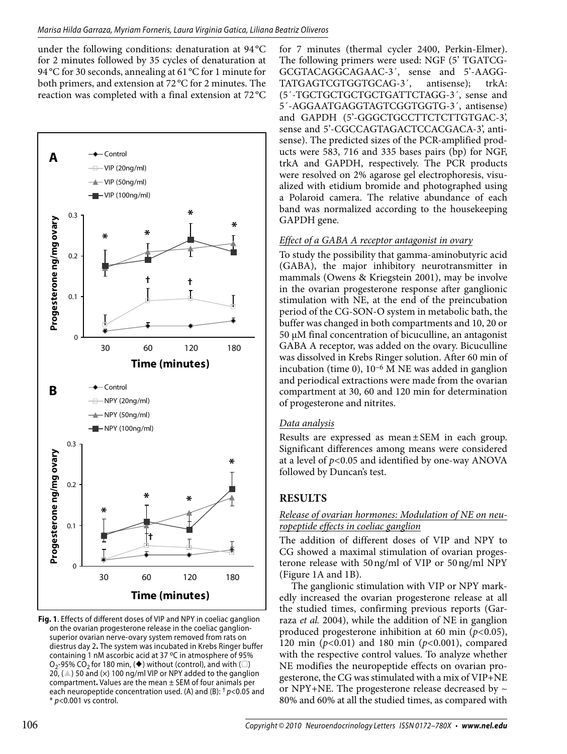under the following conditions: denaturation at 94 °C for 2 minutes followed by 35 cycles of denaturation at 94 °C for 30 seconds, annealing at 61 °C for 1 minute for both primers, and extension at 72 °C for 2 minutes. The reaction was completed with a final extension at 72 °C for 7 minutes (thermal cycler 2400, Perkin-Elmer). The following primers were used: NGF (5' TGATCG-GCGTACAGGCAGAAC-3´, sense and 5'-AAGG-TATGAGTCGTGGTGCAG-3´, antisense); trkA: (5´-TGCTGCTGCTGCTGATTCTAGG-3´, sense and 5´-AGGAATGAGGTAGTCGGTGGTG-3´, antisense) and GAPDH (5'-GGGCTGCCTTCTCTTGTGAC-3', sense and 5'-CGCCAGTAGACTCCACGACA-3', antisense). The predicted sizes of the PCR-amplified products were 583, 716 and 335 bases pairs (bp) for NGF, trkA and GAPDH, respectively. The PCR products were resolved on 2% agarose gel electrophoresis, visualized with etidium bromide and photographed using a Polaroid camera. The relative abundance of each band was normalized according to the housekeeping GAPDH gene.

**Fig. 1**. Effects of different doses of VIP and NPY in coeliac ganglion on the ovarian progesterone release in the coeliac ganglion-superior ovarian nerve-ovary system removed from rats on diestrus day 2. The system was incubated in Krebs Ringer buffer containing 1 nM ascorbic acid at 37 ºC in atmosphere of 95% $O_2$-95% $CO_2$ for 180 min, (◆) without (control), and with (□) 20, (▲) 50 and (×) 100 ng/ml VIP or NPY added to the ganglion compartment. Values are the mean ± SEM of four animals per each neuropeptide concentration used. (A) and (B): † $p<0.05$ and * $p<0.001$ vs control.

### *Effect of a GABA A receptor antagonist in ovary*

To study the possibility that gamma-aminobutyric acid (GABA), the major inhibitory neurotransmitter in mammals (Owens & Kriegstein 2001), may be involve in the ovarian progesterone response after ganglionic stimulation with NE, at the end of the preincubation period of the CG-SON-O system in metabolic bath, the buffer was changed in both compartments and 10, 20 or 50 μM final concentration of bicuculline, an antagonist GABA A receptor, was added on the ovary. Bicuculline was dissolved in Krebs Ringer solution. After 60 min of incubation (time 0), $10^{-6}$ M NE was added in ganglion and periodical extractions were made from the ovarian compartment at 30, 60 and 120 min for determination of progesterone and nitrites.

### *Data analysis*

Results are expressed as mean ± SEM in each group. Significant differences among means were considered at a level of $p<0.05$ and identified by one-way ANOVA followed by Duncan's test.

## RESULTS

### *Release of ovarian hormones: Modulation of NE on neuropeptide effects in coeliac ganglion*

The addition of different doses of VIP and NPY to CG showed a maximal stimulation of ovarian progesterone release with 50 ng/ml of VIP or 50 ng/ml NPY (Figure 1A and 1B).

The ganglionic stimulation with VIP or NPY markedly increased the ovarian progesterone release at all the studied times, confirming previous reports (Garraza *et al.* 2004), while the addition of NE in ganglion produced progesterone inhibition at 60 min ($p<0.05$), 120 min ($p<0.01$) and 180 min ($p<0.001$), compared with the respective control values. To analyze whether NE modifies the neuropeptide effects on ovarian progesterone, the CG was stimulated with a mix of VIP+NE or NPY+NE. The progesterone release decreased by ~ 80% and 60% at all the studied times, as compared with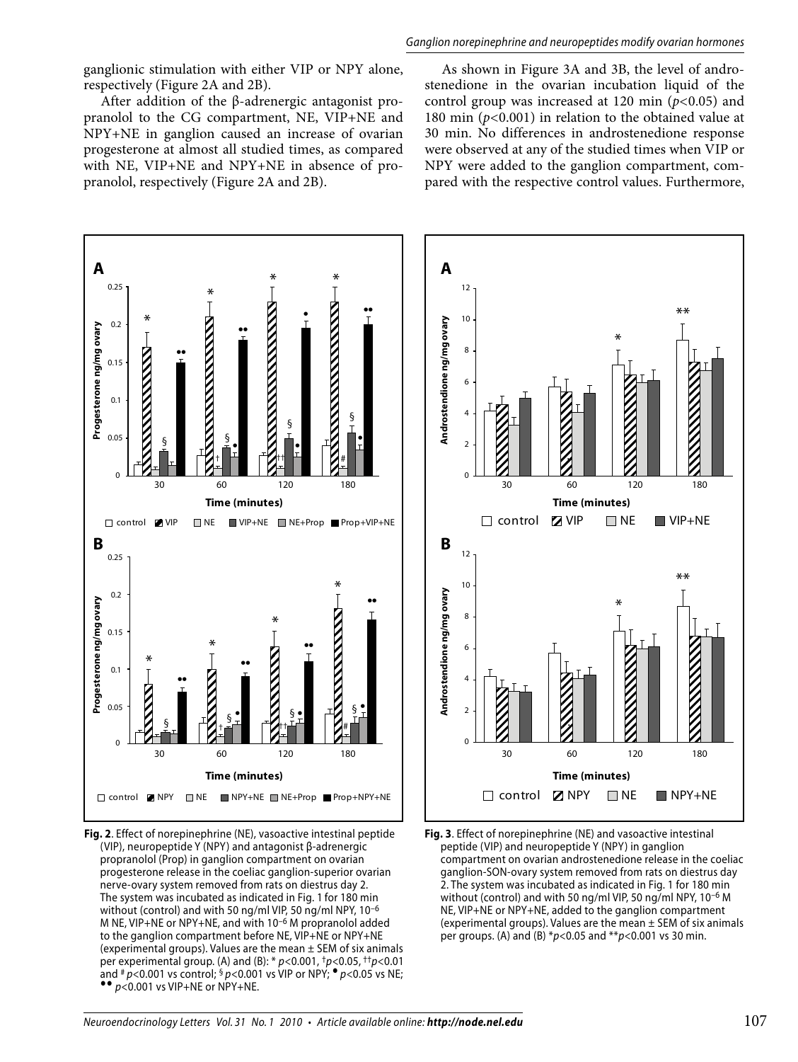ganglionic stimulation with either VIP or NPY alone, respectively (Figure 2A and 2B).

After addition of the β-adrenergic antagonist propranolol to the CG compartment, NE, VIP+NE and NPY+NE in ganglion caused an increase of ovarian progesterone at almost all studied times, as compared with NE, VIP+NE and NPY+NE in absence of propranolol, respectively (Figure 2A and 2B).

As shown in Figure 3A and 3B, the level of androstenedione in the ovarian incubation liquid of the control group was increased at 120 min ($p<0.05$) and 180 min ($p<0.001$) in relation to the obtained value at 30 min. No differences in androstenedione response were observed at any of the studied times when VIP or NPY were added to the ganglion compartment, compared with the respective control values. Furthermore,

**Fig. 2**. Effect of norepinephrine (NE), vasoactive intestinal peptide (VIP), neuropeptide Y (NPY) and antagonist β-adrenergic propranolol (Prop) in ganglion compartment on ovarian progesterone release in the coeliac ganglion-superior ovarian nerve-ovary system removed from rats on diestrus day 2. The system was incubated as indicated in Fig. 1 for 180 min without (control) and with 50 ng/ml VIP, 50 ng/ml NPY, $10^{-6}$ M NE, VIP+NE or NPY+NE, and with $10^{-6}$ M propranolol added to the ganglion compartment before NE, VIP+NE or NPY+NE (experimental groups). Values are the mean ± SEM of six animals per experimental group. (A) and (B): * $p<0.001$, † $p<0.05$, †† $p<0.01$ and # $p<0.001$ vs control; § $p<0.001$ vs VIP or NPY; • $p<0.05$ vs NE; •• $p<0.001$ vs VIP+NE or NPY+NE.

**Fig. 3**. Effect of norepinephrine (NE) and vasoactive intestinal peptide (VIP) and neuropeptide Y (NPY) in ganglion compartment on ovarian androstenedione release in the coeliac ganglion-SON-ovary system removed from rats on diestrus day 2. The system was incubated as indicated in Fig. 1 for 180 min without (control) and with 50 ng/ml VIP, 50 ng/ml NPY, $10^{-6}$ M NE, VIP+NE or NPY+NE, added to the ganglion compartment (experimental groups). Values are the mean ± SEM of six animals per groups. (A) and (B) * $p<0.05$ and ** $p<0.001$ vs 30 min.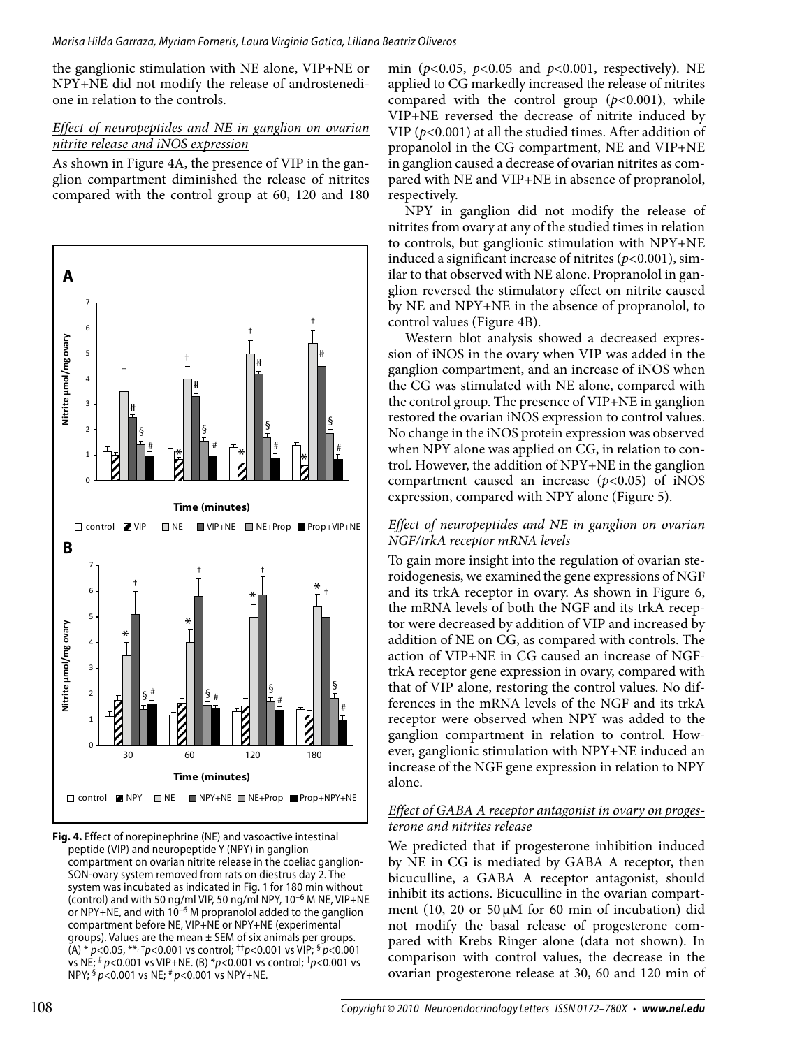the ganglionic stimulation with NE alone, VIP+NE or NPY+NE did not modify the release of androstenedione in relation to the controls.

### *Effect of neuropeptides and NE in ganglion on ovarian nitrite release and iNOS expression*

As shown in Figure 4A, the presence of VIP in the ganglion compartment diminished the release of nitrites compared with the control group at 60, 120 and 180 min ($p<0.05$, $p<0.05$ and $p<0.001$, respectively). NE applied to CG markedly increased the release of nitrites compared with the control group ($p<0.001$), while VIP+NE reversed the decrease of nitrite induced by VIP ($p<0.001$) at all the studied times. After addition of propanolol in the CG compartment, NE and VIP+NE in ganglion caused a decrease of ovarian nitrites as compared with NE and VIP+NE in absence of propranolol, respectively.

NPY in ganglion did not modify the release of nitrites from ovary at any of the studied times in relation to controls, but ganglionic stimulation with NPY+NE induced a significant increase of nitrites ($p<0.001$), similar to that observed with NE alone. Propranolol in ganglion reversed the stimulatory effect on nitrite caused by NE and NPY+NE in the absence of propranolol, to control values (Figure 4B).

Western blot analysis showed a decreased expression of iNOS in the ovary when VIP was added in the ganglion compartment, and an increase of iNOS when the CG was stimulated with NE alone, compared with the control group. The presence of VIP+NE in ganglion restored the ovarian iNOS expression to control values. No change in the iNOS protein expression was observed when NPY alone was applied on CG, in relation to control. However, the addition of NPY+NE in the ganglion compartment caused an increase ($p<0.05$) of iNOS expression, compared with NPY alone (Figure 5).

**Fig. 4.** Effect of norepinephrine (NE) and vasoactive intestinal peptide (VIP) and neuropeptide Y (NPY) in ganglion compartment on ovarian nitrite release in the coeliac ganglion-SON-ovary system removed from rats on diestrus day 2. The system was incubated as indicated in Fig. 1 for 180 min without (control) and with 50 ng/ml VIP, 50 ng/ml NPY, $10^{-6}$ M NE, VIP+NE or NPY+NE, and with $10^{-6}$ M propranolol added to the ganglion compartment before NE, VIP+NE or NPY+NE (experimental groups). Values are the mean ± SEM of six animals per groups. (A) * $p<0.05$, **, † $p<0.001$ vs control; †† $p<0.001$ vs VIP; § $p<0.001$ vs NE; # $p<0.001$ vs VIP+NE. (B) * $p<0.001$ vs control; † $p<0.001$ vs NPY; § $p<0.001$ vs NE; # $p<0.001$ vs NPY+NE.

### *Effect of neuropeptides and NE in ganglion on ovarian NGF/trkA receptor mRNA levels*

To gain more insight into the regulation of ovarian steroidogenesis, we examined the gene expressions of NGF and its trkA receptor in ovary. As shown in Figure 6, the mRNA levels of both the NGF and its trkA receptor were decreased by addition of VIP and increased by addition of NE on CG, as compared with controls. The action of VIP+NE in CG caused an increase of NGF-trkA receptor gene expression in ovary, compared with that of VIP alone, restoring the control values. No differences in the mRNA levels of the NGF and its trkA receptor were observed when NPY was added to the ganglion compartment in relation to control. However, ganglionic stimulation with NPY+NE induced an increase of the NGF gene expression in relation to NPY alone.

### *Effect of GABA A receptor antagonist in ovary on progesterone and nitrites release*

We predicted that if progesterone inhibition induced by NE in CG is mediated by GABA A receptor, then bicuculline, a GABA A receptor antagonist, should inhibit its actions. Bicuculline in the ovarian compartment (10, 20 or 50 μM for 60 min of incubation) did not modify the basal release of progesterone compared with Krebs Ringer alone (data not shown). In comparison with control values, the decrease in the ovarian progesterone release at 30, 60 and 120 min of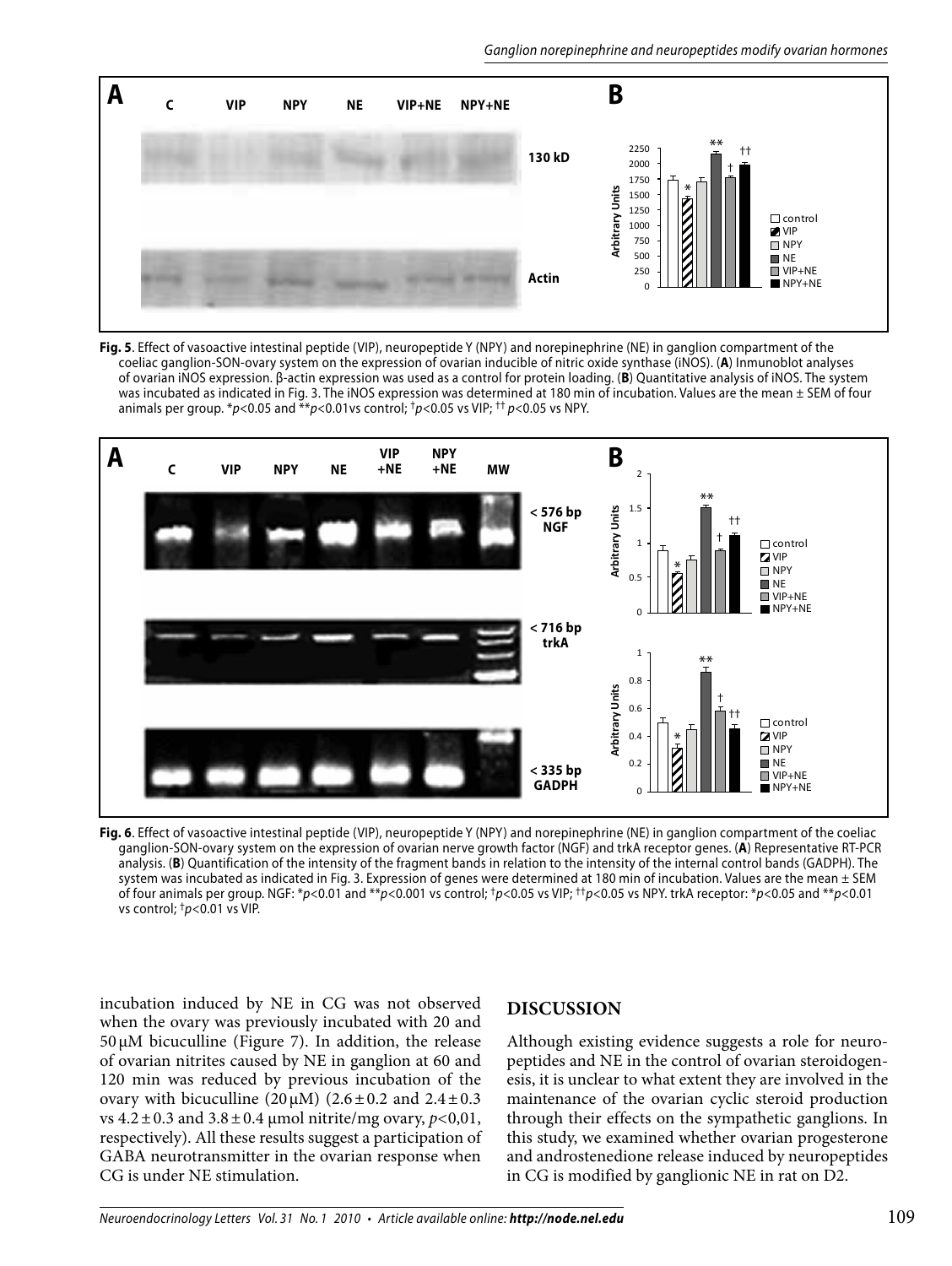**Fig. 5**. Effect of vasoactive intestinal peptide (VIP), neuropeptide Y (NPY) and norepinephrine (NE) in ganglion compartment of the coeliac ganglion-SON-ovary system on the expression of ovarian inducible of nitric oxide synthase (iNOS). (**A**) Inmunoblot analyses of ovarian iNOS expression. β-actin expression was used as a control for protein loading. (**B**) Quantitative analysis of iNOS. The system was incubated as indicated in Fig. 3. The iNOS expression was determined at 180 min of incubation. Values are the mean ± SEM of four animals per group. *$p$<0.05 and **$p$<0.01vs control; †$p$<0.05 vs VIP; †† $p$<0.05 vs NPY.

**Fig. 6**. Effect of vasoactive intestinal peptide (VIP), neuropeptide Y (NPY) and norepinephrine (NE) in ganglion compartment of the coeliac ganglion-SON-ovary system on the expression of ovarian nerve growth factor (NGF) and trkA receptor genes. (**A**) Representative RT-PCR analysis. (**B**) Quantification of the intensity of the fragment bands in relation to the intensity of the internal control bands (GADPH). The system was incubated as indicated in Fig. 3. Expression of genes were determined at 180 min of incubation. Values are the mean ± SEM of four animals per group. NGF: *$p$<0.01 and **$p$<0.001 vs control; †$p$<0.05 vs VIP; ††$p$<0.05 vs NPY. trkA receptor: *$p$<0.05 and **$p$<0.01 vs control; †$p$<0.01 vs VIP.

incubation induced by NE in CG was not observed when the ovary was previously incubated with 20 and 50 μM bicuculline (Figure 7). In addition, the release of ovarian nitrites caused by NE in ganglion at 60 and 120 min was reduced by previous incubation of the ovary with bicuculline (20 μM) (2.6 ± 0.2 and 2.4 ± 0.3 vs 4.2 ± 0.3 and 3.8 ± 0.4 μmol nitrite/mg ovary, $p$<0,01, respectively). All these results suggest a participation of GABA neurotransmitter in the ovarian response when CG is under NE stimulation.

## DISCUSSION

Although existing evidence suggests a role for neuropeptides and NE in the control of ovarian steroidogenesis, it is unclear to what extent they are involved in the maintenance of the ovarian cyclic steroid production through their effects on the sympathetic ganglions. In this study, we examined whether ovarian progesterone and androstenedione release induced by neuropeptides in CG is modified by ganglionic NE in rat on D2.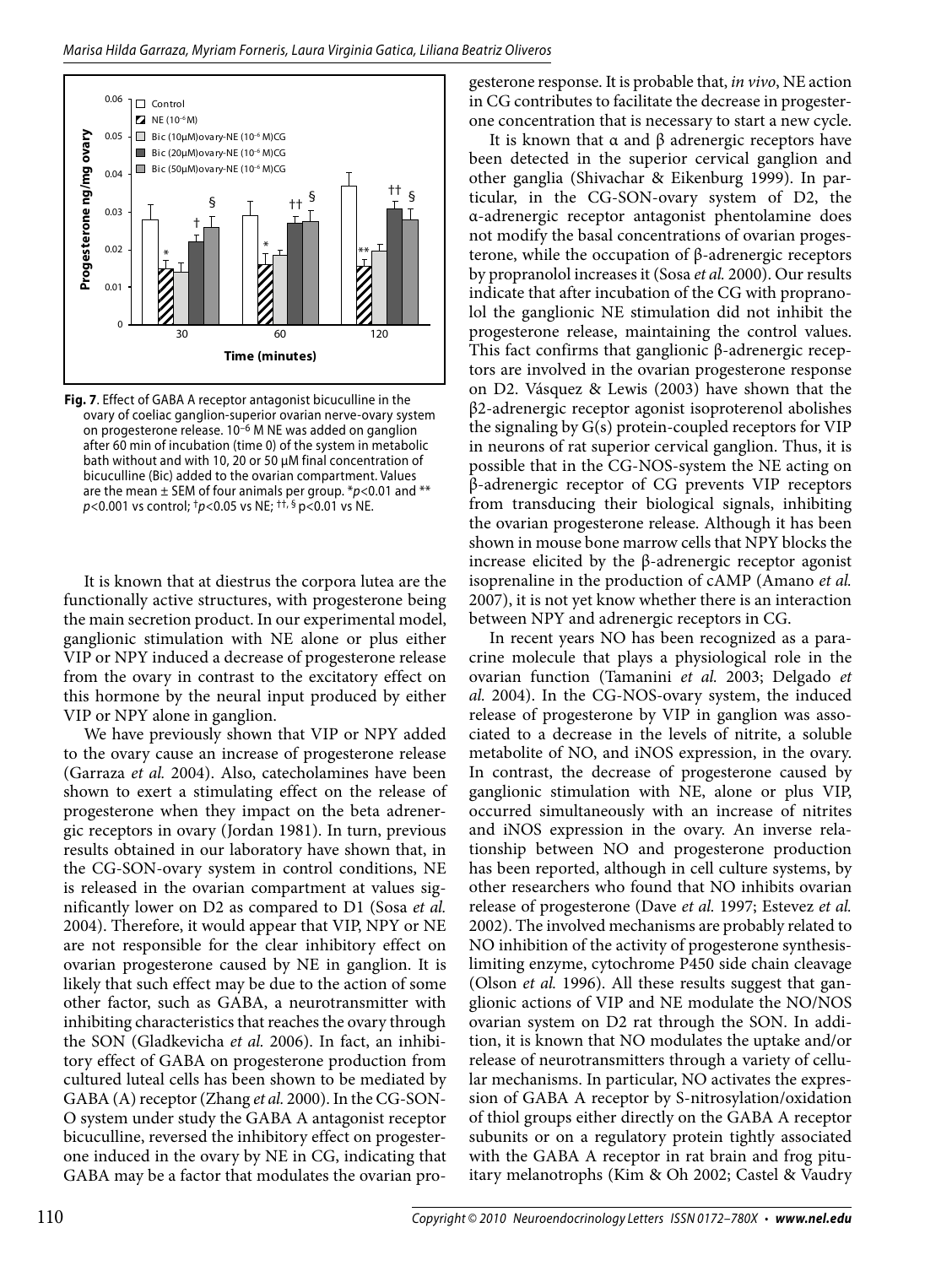Fig. 7. Effect of GABA A receptor antagonist bicuculline in the ovary of coeliac ganglion-superior ovarian nerve-ovary system on progesterone release. $10^{-6}$ M NE was added on ganglion after 60 min of incubation (time 0) of the system in metabolic bath without and with 10, 20 or 50 µM final concentration of bicuculline (Bic) added to the ovarian compartment. Values are the mean ± SEM of four animals per group. $^{*}p<0.01$ and $^{**}p<0.001$ vs control; $^{\dagger}p<0.05$ vs NE; $^{\dagger\dagger,\S}$ p<0.01 vs NE.

It is known that at diestrus the corpora lutea are the functionally active structures, with progesterone being the main secretion product. In our experimental model, ganglionic stimulation with NE alone or plus either VIP or NPY induced a decrease of progesterone release from the ovary in contrast to the excitatory effect on this hormone by the neural input produced by either VIP or NPY alone in ganglion.

We have previously shown that VIP or NPY added to the ovary cause an increase of progesterone release (Garraza *et al.* 2004). Also, catecholamines have been shown to exert a stimulating effect on the release of progesterone when they impact on the beta adrenergic receptors in ovary (Jordan 1981). In turn, previous results obtained in our laboratory have shown that, in the CG-SON-ovary system in control conditions, NE is released in the ovarian compartment at values significantly lower on D2 as compared to D1 (Sosa *et al.* 2004). Therefore, it would appear that VIP, NPY or NE are not responsible for the clear inhibitory effect on ovarian progesterone caused by NE in ganglion. It is likely that such effect may be due to the action of some other factor, such as GABA, a neurotransmitter with inhibiting characteristics that reaches the ovary through the SON (Gladkevicha *et al.* 2006). In fact, an inhibitory effect of GABA on progesterone production from cultured luteal cells has been shown to be mediated by GABA (A) receptor (Zhang *et al.* 2000). In the CG-SON-O system under study the GABA A antagonist receptor bicuculline, reversed the inhibitory effect on progesterone induced in the ovary by NE in CG, indicating that GABA may be a factor that modulates the ovarian progesterone response. It is probable that, *in vivo*, NE action in CG contributes to facilitate the decrease in progesterone concentration that is necessary to start a new cycle.

It is known that α and β adrenergic receptors have been detected in the superior cervical ganglion and other ganglia (Shivachar & Eikenburg 1999). In particular, in the CG-SON-ovary system of D2, the α-adrenergic receptor antagonist phentolamine does not modify the basal concentrations of ovarian progesterone, while the occupation of β-adrenergic receptors by propranolol increases it (Sosa *et al.* 2000). Our results indicate that after incubation of the CG with propranolol the ganglionic NE stimulation did not inhibit the progesterone release, maintaining the control values. This fact confirms that ganglionic β-adrenergic receptors are involved in the ovarian progesterone response on D2. Vásquez & Lewis (2003) have shown that the β2-adrenergic receptor agonist isoproterenol abolishes the signaling by G(s) protein-coupled receptors for VIP in neurons of rat superior cervical ganglion. Thus, it is possible that in the CG-NOS-system the NE acting on β-adrenergic receptor of CG prevents VIP receptors from transducing their biological signals, inhibiting the ovarian progesterone release. Although it has been shown in mouse bone marrow cells that NPY blocks the increase elicited by the β-adrenergic receptor agonist isoprenaline in the production of cAMP (Amano *et al.* 2007), it is not yet know whether there is an interaction between NPY and adrenergic receptors in CG.

In recent years NO has been recognized as a paracrine molecule that plays a physiological role in the ovarian function (Tamanini *et al.* 2003; Delgado *et al.* 2004). In the CG-NOS-ovary system, the induced release of progesterone by VIP in ganglion was associated to a decrease in the levels of nitrite, a soluble metabolite of NO, and iNOS expression, in the ovary. In contrast, the decrease of progesterone caused by ganglionic stimulation with NE, alone or plus VIP, occurred simultaneously with an increase of nitrites and iNOS expression in the ovary. An inverse relationship between NO and progesterone production has been reported, although in cell culture systems, by other researchers who found that NO inhibits ovarian release of progesterone (Dave *et al.* 1997; Estevez *et al.* 2002). The involved mechanisms are probably related to NO inhibition of the activity of progesterone synthesis-limiting enzyme, cytochrome P450 side chain cleavage (Olson *et al.* 1996). All these results suggest that ganglionic actions of VIP and NE modulate the NO/NOS ovarian system on D2 rat through the SON. In addition, it is known that NO modulates the uptake and/or release of neurotransmitters through a variety of cellular mechanisms. In particular, NO activates the expression of GABA A receptor by S-nitrosylation/oxidation of thiol groups either directly on the GABA A receptor subunits or on a regulatory protein tightly associated with the GABA A receptor in rat brain and frog pituitary melanotrophs (Kim & Oh 2002; Castel & Vaudry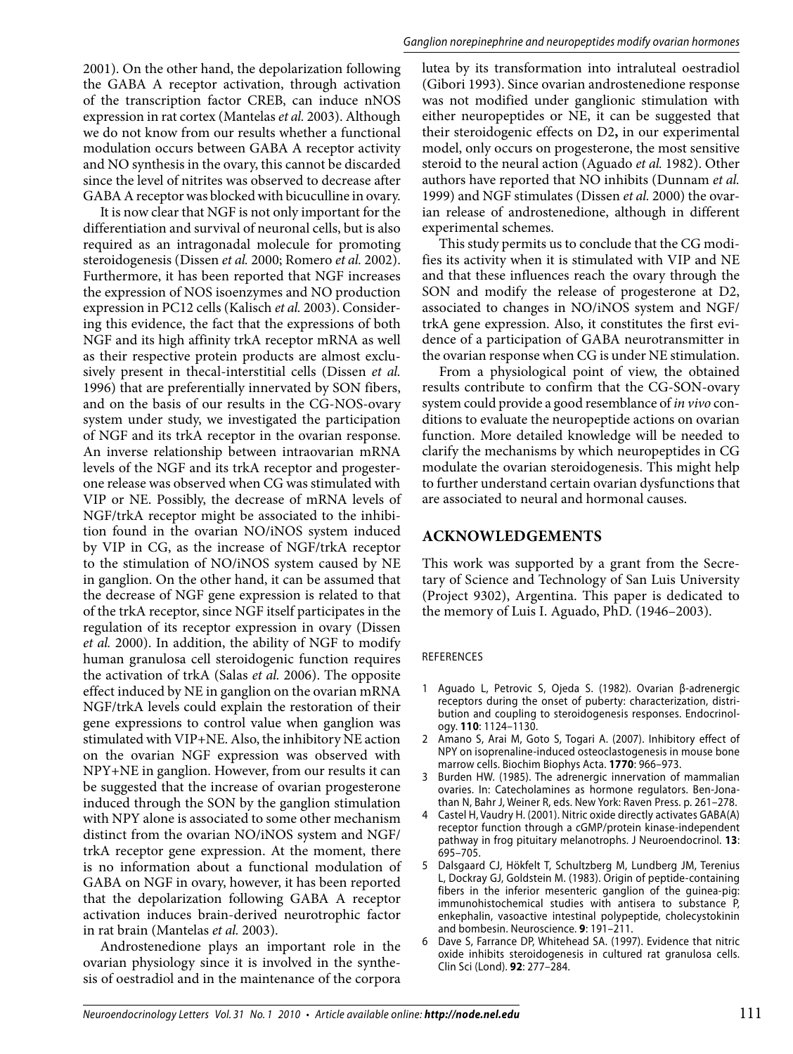2001). On the other hand, the depolarization following the GABA A receptor activation, through activation of the transcription factor CREB, can induce nNOS expression in rat cortex (Mantelas *et al.* 2003). Although we do not know from our results whether a functional modulation occurs between GABA A receptor activity and NO synthesis in the ovary, this cannot be discarded since the level of nitrites was observed to decrease after GABA A receptor was blocked with bicuculline in ovary.

It is now clear that NGF is not only important for the differentiation and survival of neuronal cells, but is also required as an intragonadal molecule for promoting steroidogenesis (Dissen *et al.* 2000; Romero *et al.* 2002). Furthermore, it has been reported that NGF increases the expression of NOS isoenzymes and NO production expression in PC12 cells (Kalisch *et al.* 2003). Considering this evidence, the fact that the expressions of both NGF and its high affinity trkA receptor mRNA as well as their respective protein products are almost exclusively present in thecal-interstitial cells (Dissen *et al.* 1996) that are preferentially innervated by SON fibers, and on the basis of our results in the CG-NOS-ovary system under study, we investigated the participation of NGF and its trkA receptor in the ovarian response. An inverse relationship between intraovarian mRNA levels of the NGF and its trkA receptor and progesterone release was observed when CG was stimulated with VIP or NE. Possibly, the decrease of mRNA levels of NGF/trkA receptor might be associated to the inhibition found in the ovarian NO/iNOS system induced by VIP in CG, as the increase of NGF/trkA receptor to the stimulation of NO/iNOS system caused by NE in ganglion. On the other hand, it can be assumed that the decrease of NGF gene expression is related to that of the trkA receptor, since NGF itself participates in the regulation of its receptor expression in ovary (Dissen *et al.* 2000). In addition, the ability of NGF to modify human granulosa cell steroidogenic function requires the activation of trkA (Salas *et al.* 2006). The opposite effect induced by NE in ganglion on the ovarian mRNA NGF/trkA levels could explain the restoration of their gene expressions to control value when ganglion was stimulated with VIP+NE. Also, the inhibitory NE action on the ovarian NGF expression was observed with NPY+NE in ganglion. However, from our results it can be suggested that the increase of ovarian progesterone induced through the SON by the ganglion stimulation with NPY alone is associated to some other mechanism distinct from the ovarian NO/iNOS system and NGF/trkA receptor gene expression. At the moment, there is no information about a functional modulation of GABA on NGF in ovary, however, it has been reported that the depolarization following GABA A receptor activation induces brain-derived neurotrophic factor in rat brain (Mantelas *et al.* 2003).

Androstenedione plays an important role in the ovarian physiology since it is involved in the synthesis of oestradiol and in the maintenance of the corpora lutea by its transformation into intraluteal oestradiol (Gibori 1993). Since ovarian androstenedione response was not modified under ganglionic stimulation with either neuropeptides or NE, it can be suggested that their steroidogenic effects on D2**,** in our experimental model, only occurs on progesterone, the most sensitive steroid to the neural action (Aguado *et al.* 1982). Other authors have reported that NO inhibits (Dunnam *et al.* 1999) and NGF stimulates (Dissen *et al.* 2000) the ovarian release of androstenedione, although in different experimental schemes.

This study permits us to conclude that the CG modifies its activity when it is stimulated with VIP and NE and that these influences reach the ovary through the SON and modify the release of progesterone at D2, associated to changes in NO/iNOS system and NGF/trkA gene expression. Also, it constitutes the first evidence of a participation of GABA neurotransmitter in the ovarian response when CG is under NE stimulation.

From a physiological point of view, the obtained results contribute to confirm that the CG-SON-ovary system could provide a good resemblance of *in vivo* conditions to evaluate the neuropeptide actions on ovarian function. More detailed knowledge will be needed to clarify the mechanisms by which neuropeptides in CG modulate the ovarian steroidogenesis. This might help to further understand certain ovarian dysfunctions that are associated to neural and hormonal causes.

## ACKNOWLEDGEMENTS

This work was supported by a grant from the Secretary of Science and Technology of San Luis University (Project 9302), Argentina. This paper is dedicated to the memory of Luis I. Aguado, PhD. (1946–2003).

### REFERENCES

1. Aguado L, Petrovic S, Ojeda S. (1982). Ovarian β-adrenergic receptors during the onset of puberty: characterization, distribution and coupling to steroidogenesis responses. Endocrinology. **110**: 1124–1130.
2. Amano S, Arai M, Goto S, Togari A. (2007). Inhibitory effect of NPY on isoprenaline-induced osteoclastogenesis in mouse bone marrow cells. Biochim Biophys Acta. **1770**: 966–973.
3. Burden HW. (1985). The adrenergic innervation of mammalian ovaries. In: Catecholamines as hormone regulators. Ben-Jonathan N, Bahr J, Weiner R, eds. New York: Raven Press. p. 261–278.
4. Castel H, Vaudry H. (2001). Nitric oxide directly activates GABA(A) receptor function through a cGMP/protein kinase-independent pathway in frog pituitary melanotrophs. J Neuroendocrinol. **13**: 695–705.
5. Dalsgaard CJ, Hökfelt T, Schultzberg M, Lundberg JM, Terenius L, Dockray GJ, Goldstein M. (1983). Origin of peptide-containing fibers in the inferior mesenteric ganglion of the guinea-pig: immunohistochemical studies with antisera to substance P, enkephalin, vasoactive intestinal polypeptide, cholecystokinin and bombesin. Neuroscience. **9**: 191–211.
6. Dave S, Farrance DP, Whitehead SA. (1997). Evidence that nitric oxide inhibits steroidogenesis in cultured rat granulosa cells. Clin Sci (Lond). **92**: 277–284.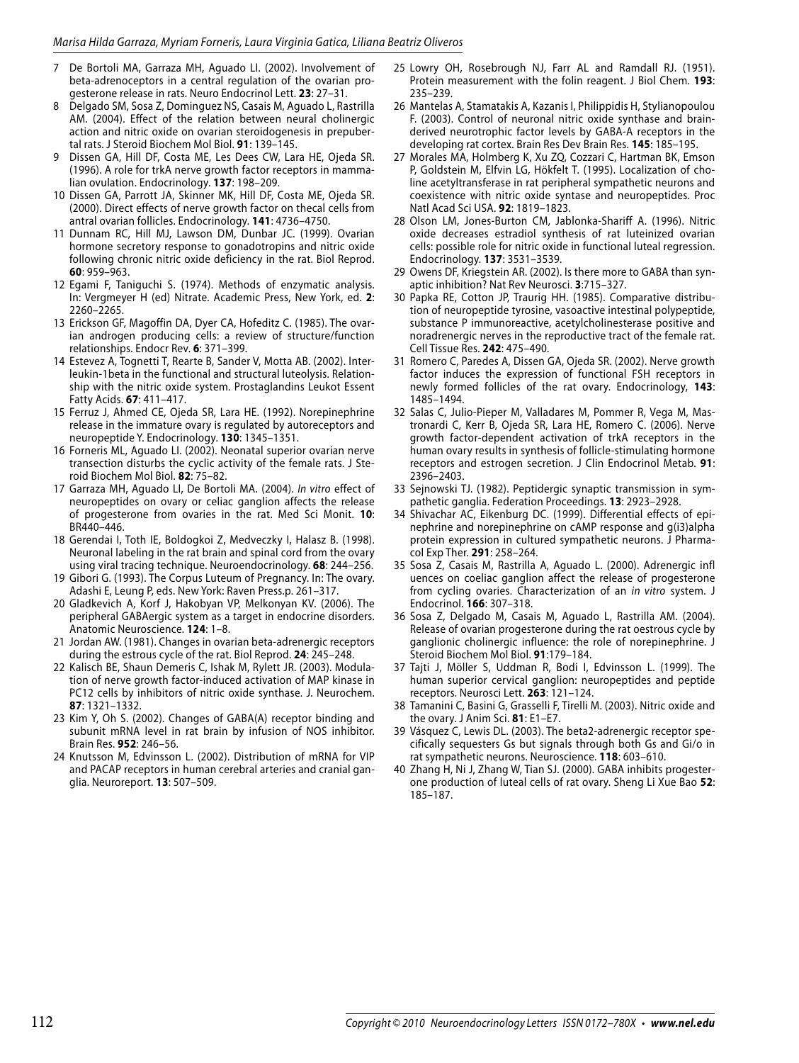7 De Bortoli MA, Garraza MH, Aguado LI. (2002). Involvement of beta-adrenoceptors in a central regulation of the ovarian progesterone release in rats. Neuro Endocrinol Lett. **23**: 27–31.

8 Delgado SM, Sosa Z, Dominguez NS, Casais M, Aguado L, Rastrilla AM. (2004). Effect of the relation between neural cholinergic action and nitric oxide on ovarian steroidogenesis in prepubertal rats. J Steroid Biochem Mol Biol. **91**: 139–145.

9 Dissen GA, Hill DF, Costa ME, Les Dees CW, Lara HE, Ojeda SR. (1996). A role for trkA nerve growth factor receptors in mammalian ovulation. Endocrinology. **137**: 198–209.

10 Dissen GA, Parrott JA, Skinner MK, Hill DF, Costa ME, Ojeda SR. (2000). Direct effects of nerve growth factor on thecal cells from antral ovarian follicles. Endocrinology. **141**: 4736–4750.

11 Dunnam RC, Hill MJ, Lawson DM, Dunbar JC. (1999). Ovarian hormone secretory response to gonadotropins and nitric oxide following chronic nitric oxide deficiency in the rat. Biol Reprod. **60**: 959–963.

12 Egami F, Taniguchi S. (1974). Methods of enzymatic analysis. In: Vergmeyer H (ed) Nitrate. Academic Press, New York, ed. **2**: 2260–2265.

13 Erickson GF, Magoffin DA, Dyer CA, Hofeditz C. (1985). The ovarian androgen producing cells: a review of structure/function relationships. Endocr Rev. **6**: 371–399.

14 Estevez A, Tognetti T, Rearte B, Sander V, Motta AB. (2002). Interleukin-1beta in the functional and structural luteolysis. Relationship with the nitric oxide system. Prostaglandins Leukot Essent Fatty Acids. **67**: 411–417.

15 Ferruz J, Ahmed CE, Ojeda SR, Lara HE. (1992). Norepinephrine release in the immature ovary is regulated by autoreceptors and neuropeptide Y. Endocrinology. **130**: 1345–1351.

16 Forneris ML, Aguado LI. (2002). Neonatal superior ovarian nerve transection disturbs the cyclic activity of the female rats. J Steroid Biochem Mol Biol. **82**: 75–82.

17 Garraza MH, Aguado LI, De Bortoli MA. (2004). *In vitro* effect of neuropeptides on ovary or celiac ganglion affects the release of progesterone from ovaries in the rat. Med Sci Monit. **10**: BR440–446.

18 Gerendai I, Toth IE, Boldogkoi Z, Medveczky I, Halasz B. (1998). Neuronal labeling in the rat brain and spinal cord from the ovary using viral tracing technique. Neuroendocrinology. **68**: 244–256.

19 Gibori G. (1993). The Corpus Luteum of Pregnancy. In: The ovary. Adashi E, Leung P, eds. New York: Raven Press.p. 261–317.

20 Gladkevich A, Korf J, Hakobyan VP, Melkonyan KV. (2006). The peripheral GABAergic system as a target in endocrine disorders. Anatomic Neuroscience. **124**: 1–8.

21 Jordan AW. (1981). Changes in ovarian beta-adrenergic receptors during the estrous cycle of the rat. Biol Reprod. **24**: 245–248.

22 Kalisch BE, Shaun Demeris C, Ishak M, Rylett JR. (2003). Modulation of nerve growth factor-induced activation of MAP kinase in PC12 cells by inhibitors of nitric oxide synthase. J. Neurochem. **87**: 1321–1332.

23 Kim Y, Oh S. (2002). Changes of GABA(A) receptor binding and subunit mRNA level in rat brain by infusion of NOS inhibitor. Brain Res. **952**: 246–56.

24 Knutsson M, Edvinsson L. (2002). Distribution of mRNA for VIP and PACAP receptors in human cerebral arteries and cranial ganglia. Neuroreport. **13**: 507–509.

25 Lowry OH, Rosebrough NJ, Farr AL and Ramdall RJ. (1951). Protein measurement with the folin reagent. J Biol Chem. **193**: 235–239.

26 Mantelas A, Stamatakis A, Kazanis I, Philippidis H, Stylianopoulou F. (2003). Control of neuronal nitric oxide synthase and brain-derived neurotrophic factor levels by GABA-A receptors in the developing rat cortex. Brain Res Dev Brain Res. **145**: 185–195.

27 Morales MA, Holmberg K, Xu ZQ, Cozzari C, Hartman BK, Emson P, Goldstein M, Elfvin LG, Hökfelt T. (1995). Localization of choline acetyltransferase in rat peripheral sympathetic neurons and coexistence with nitric oxide syntase and neuropeptides. Proc Natl Acad Sci USA. **92**: 1819–1823.

28 Olson LM, Jones-Burton CM, Jablonka-Shariff A. (1996). Nitric oxide decreases estradiol synthesis of rat luteinized ovarian cells: possible role for nitric oxide in functional luteal regression. Endocrinology. **137**: 3531–3539.

29 Owens DF, Kriegstein AR. (2002). Is there more to GABA than synaptic inhibition? Nat Rev Neurosci. **3**:715–327.

30 Papka RE, Cotton JP, Traurig HH. (1985). Comparative distribution of neuropeptide tyrosine, vasoactive intestinal polypeptide, substance P immunoreactive, acetylcholinesterase positive and noradrenergic nerves in the reproductive tract of the female rat. Cell Tissue Res. **242**: 475–490.

31 Romero C, Paredes A, Dissen GA, Ojeda SR. (2002). Nerve growth factor induces the expression of functional FSH receptors in newly formed follicles of the rat ovary. Endocrinology, **143**: 1485–1494.

32 Salas C, Julio-Pieper M, Valladares M, Pommer R, Vega M, Mastronardi C, Kerr B, Ojeda SR, Lara HE, Romero C. (2006). Nerve growth factor-dependent activation of trkA receptors in the human ovary results in synthesis of follicle-stimulating hormone receptors and estrogen secretion. J Clin Endocrinol Metab. **91**: 2396–2403.

33 Sejnowski TJ. (1982). Peptidergic synaptic transmission in sympathetic ganglia. Federation Proceedings. **13**: 2923–2928.

34 Shivachar AC, Eikenburg DC. (1999). Differential effects of epinephrine and norepinephrine on cAMP response and g(i3)alpha protein expression in cultured sympathetic neurons. J Pharmacol Exp Ther. **291**: 258–264.

35 Sosa Z, Casais M, Rastrilla A, Aguado L. (2000). Adrenergic infl uences on coeliac ganglion affect the release of progesterone from cycling ovaries. Characterization of an *in vitro* system. J Endocrinol. **166**: 307–318.

36 Sosa Z, Delgado M, Casais M, Aguado L, Rastrilla AM. (2004). Release of ovarian progesterone during the rat oestrous cycle by ganglionic cholinergic influence: the role of norepinephrine. J Steroid Biochem Mol Biol. **91**:179–184.

37 Tajti J, Möller S, Uddman R, Bodi I, Edvinsson L. (1999). The human superior cervical ganglion: neuropeptides and peptide receptors. Neurosci Lett. **263**: 121–124.

38 Tamanini C, Basini G, Grasselli F, Tirelli M. (2003). Nitric oxide and the ovary. J Anim Sci. **81**: E1–E7.

39 Vásquez C, Lewis DL. (2003). The beta2-adrenergic receptor specifically sequesters Gs but signals through both Gs and Gi/o in rat sympathetic neurons. Neuroscience. **118**: 603–610.

40 Zhang H, Ni J, Zhang W, Tian SJ. (2000). GABA inhibits progesterone production of luteal cells of rat ovary. Sheng Li Xue Bao **52**: 185–187.